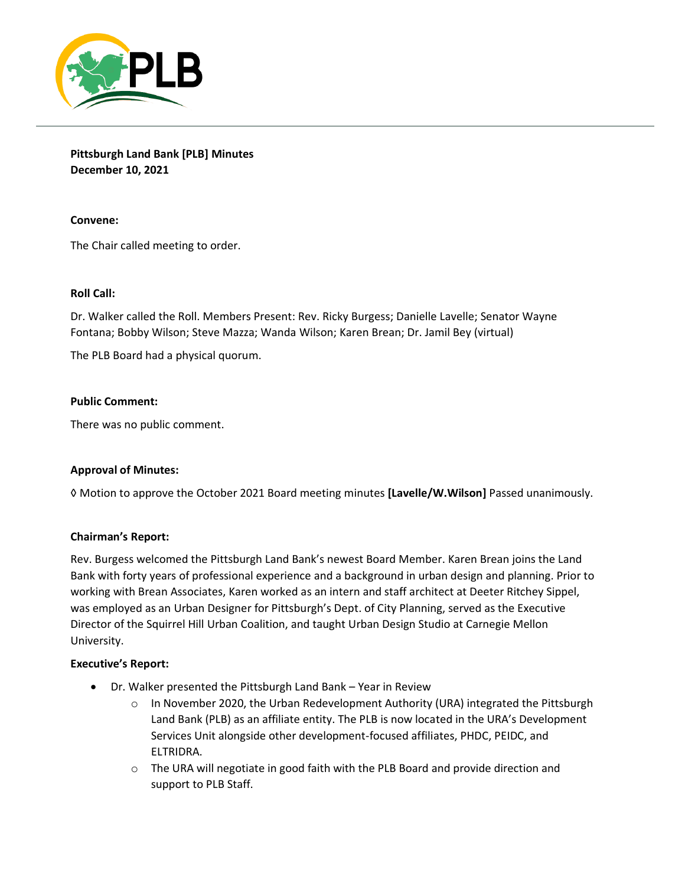**Pittsburgh Land Bank [PLB] Minutes**
**December 10, 2021**

**Convene:**

The Chair called meeting to order.

**Roll Call:**

Dr. Walker called the Roll. Members Present: Rev. Ricky Burgess; Danielle Lavelle; Senator Wayne Fontana; Bobby Wilson; Steve Mazza; Wanda Wilson; Karen Brean; Dr. Jamil Bey (virtual)

The PLB Board had a physical quorum.

**Public Comment:**

There was no public comment.

**Approval of Minutes:**

◊ Motion to approve the October 2021 Board meeting minutes **[Lavelle/W.Wilson]** Passed unanimously.

**Chairman's Report:**

Rev. Burgess welcomed the Pittsburgh Land Bank's newest Board Member. Karen Brean joins the Land Bank with forty years of professional experience and a background in urban design and planning. Prior to working with Brean Associates, Karen worked as an intern and staff architect at Deeter Ritchey Sippel, was employed as an Urban Designer for Pittsburgh's Dept. of City Planning, served as the Executive Director of the Squirrel Hill Urban Coalition, and taught Urban Design Studio at Carnegie Mellon University.

**Executive's Report:**

- Dr. Walker presented the Pittsburgh Land Bank – Year in Review
  - In November 2020, the Urban Redevelopment Authority (URA) integrated the Pittsburgh Land Bank (PLB) as an affiliate entity. The PLB is now located in the URA's Development Services Unit alongside other development-focused affiliates, PHDC, PEIDC, and ELTRIDRA.
  - The URA will negotiate in good faith with the PLB Board and provide direction and support to PLB Staff.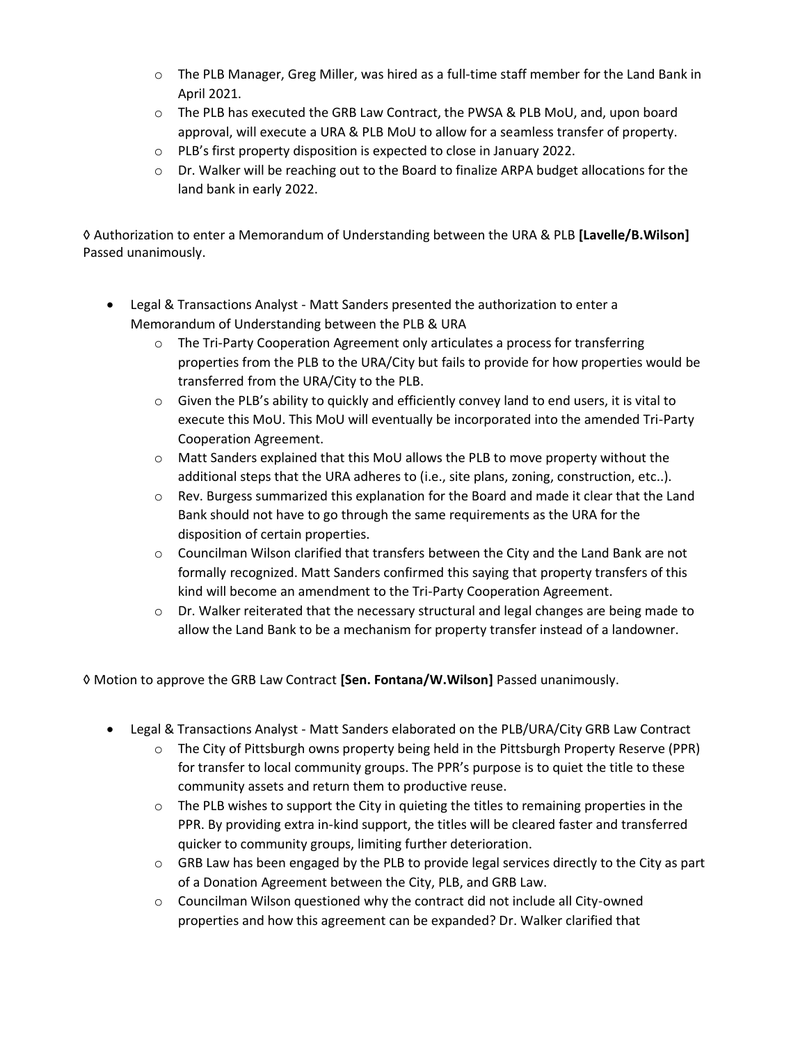- The PLB Manager, Greg Miller, was hired as a full-time staff member for the Land Bank in April 2021.
  - The PLB has executed the GRB Law Contract, the PWSA & PLB MoU, and, upon board approval, will execute a URA & PLB MoU to allow for a seamless transfer of property.
  - PLB's first property disposition is expected to close in January 2022.
  - Dr. Walker will be reaching out to the Board to finalize ARPA budget allocations for the land bank in early 2022.

◊ Authorization to enter a Memorandum of Understanding between the URA & PLB **[Lavelle/B.Wilson]** Passed unanimously.

- Legal & Transactions Analyst - Matt Sanders presented the authorization to enter a Memorandum of Understanding between the PLB & URA
  - The Tri-Party Cooperation Agreement only articulates a process for transferring properties from the PLB to the URA/City but fails to provide for how properties would be transferred from the URA/City to the PLB.
  - Given the PLB's ability to quickly and efficiently convey land to end users, it is vital to execute this MoU. This MoU will eventually be incorporated into the amended Tri-Party Cooperation Agreement.
  - Matt Sanders explained that this MoU allows the PLB to move property without the additional steps that the URA adheres to (i.e., site plans, zoning, construction, etc..).
  - Rev. Burgess summarized this explanation for the Board and made it clear that the Land Bank should not have to go through the same requirements as the URA for the disposition of certain properties.
  - Councilman Wilson clarified that transfers between the City and the Land Bank are not formally recognized. Matt Sanders confirmed this saying that property transfers of this kind will become an amendment to the Tri-Party Cooperation Agreement.
  - Dr. Walker reiterated that the necessary structural and legal changes are being made to allow the Land Bank to be a mechanism for property transfer instead of a landowner.

◊ Motion to approve the GRB Law Contract **[Sen. Fontana/W.Wilson]** Passed unanimously.

- Legal & Transactions Analyst - Matt Sanders elaborated on the PLB/URA/City GRB Law Contract
  - The City of Pittsburgh owns property being held in the Pittsburgh Property Reserve (PPR) for transfer to local community groups. The PPR's purpose is to quiet the title to these community assets and return them to productive reuse.
  - The PLB wishes to support the City in quieting the titles to remaining properties in the PPR. By providing extra in-kind support, the titles will be cleared faster and transferred quicker to community groups, limiting further deterioration.
  - GRB Law has been engaged by the PLB to provide legal services directly to the City as part of a Donation Agreement between the City, PLB, and GRB Law.
  - Councilman Wilson questioned why the contract did not include all City-owned properties and how this agreement can be expanded? Dr. Walker clarified that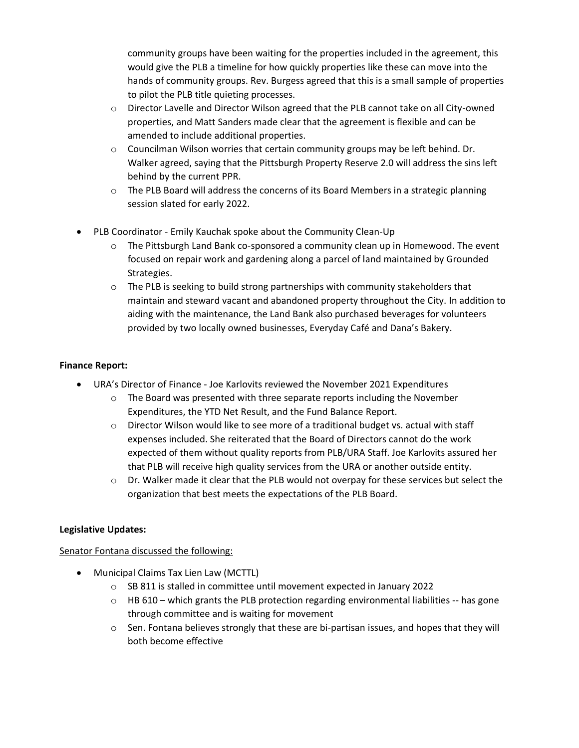community groups have been waiting for the properties included in the agreement, this would give the PLB a timeline for how quickly properties like these can move into the hands of community groups. Rev. Burgess agreed that this is a small sample of properties to pilot the PLB title quieting processes.
    - Director Lavelle and Director Wilson agreed that the PLB cannot take on all City-owned properties, and Matt Sanders made clear that the agreement is flexible and can be amended to include additional properties.
    - Councilman Wilson worries that certain community groups may be left behind. Dr. Walker agreed, saying that the Pittsburgh Property Reserve 2.0 will address the sins left behind by the current PPR.
    - The PLB Board will address the concerns of its Board Members in a strategic planning session slated for early 2022.

- PLB Coordinator - Emily Kauchak spoke about the Community Clean-Up
    - The Pittsburgh Land Bank co-sponsored a community clean up in Homewood. The event focused on repair work and gardening along a parcel of land maintained by Grounded Strategies.
    - The PLB is seeking to build strong partnerships with community stakeholders that maintain and steward vacant and abandoned property throughout the City. In addition to aiding with the maintenance, the Land Bank also purchased beverages for volunteers provided by two locally owned businesses, Everyday Café and Dana's Bakery.

**Finance Report:**

- URA's Director of Finance - Joe Karlovits reviewed the November 2021 Expenditures
    - The Board was presented with three separate reports including the November Expenditures, the YTD Net Result, and the Fund Balance Report.
    - Director Wilson would like to see more of a traditional budget vs. actual with staff expenses included. She reiterated that the Board of Directors cannot do the work expected of them without quality reports from PLB/URA Staff. Joe Karlovits assured her that PLB will receive high quality services from the URA or another outside entity.
    - Dr. Walker made it clear that the PLB would not overpay for these services but select the organization that best meets the expectations of the PLB Board.

**Legislative Updates:**

<u>Senator Fontana discussed the following:</u>

- Municipal Claims Tax Lien Law (MCTTL)
    - SB 811 is stalled in committee until movement expected in January 2022
    - HB 610 – which grants the PLB protection regarding environmental liabilities -- has gone through committee and is waiting for movement
    - Sen. Fontana believes strongly that these are bi-partisan issues, and hopes that they will both become effective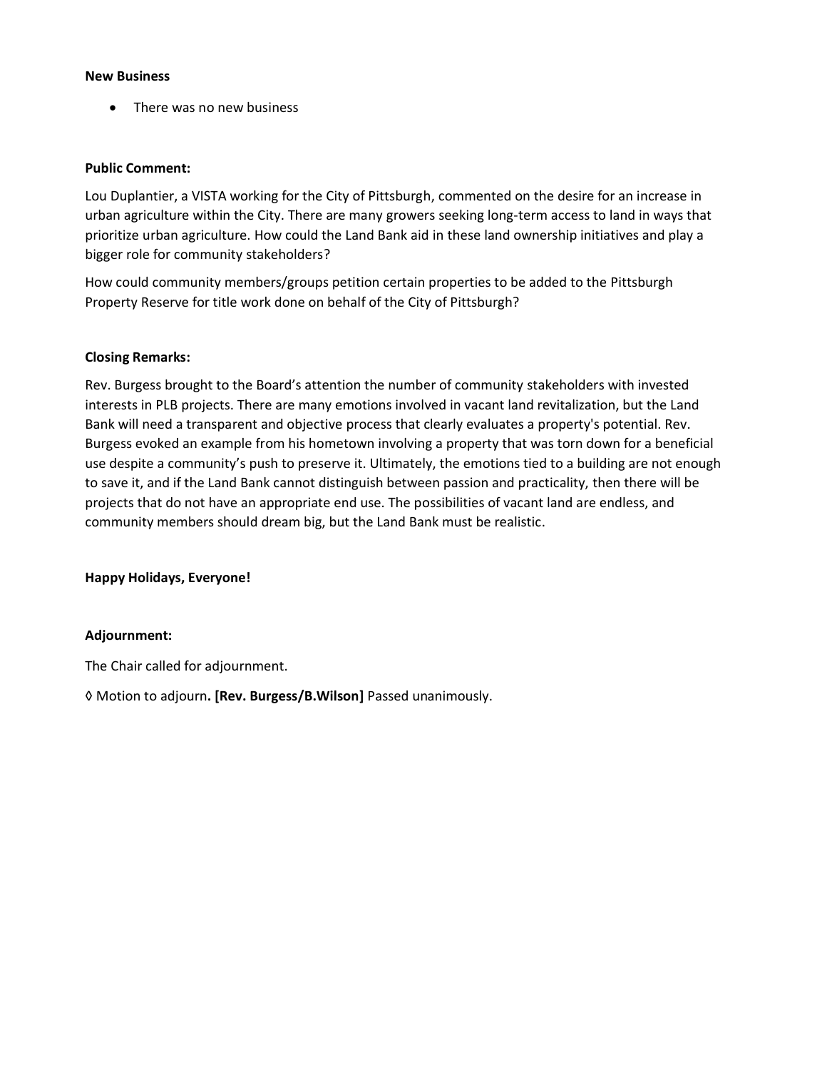**New Business**

- There was no new business

**Public Comment:**

Lou Duplantier, a VISTA working for the City of Pittsburgh, commented on the desire for an increase in urban agriculture within the City. There are many growers seeking long-term access to land in ways that prioritize urban agriculture. How could the Land Bank aid in these land ownership initiatives and play a bigger role for community stakeholders?

How could community members/groups petition certain properties to be added to the Pittsburgh Property Reserve for title work done on behalf of the City of Pittsburgh?

**Closing Remarks:**

Rev. Burgess brought to the Board's attention the number of community stakeholders with invested interests in PLB projects. There are many emotions involved in vacant land revitalization, but the Land Bank will need a transparent and objective process that clearly evaluates a property's potential. Rev. Burgess evoked an example from his hometown involving a property that was torn down for a beneficial use despite a community's push to preserve it. Ultimately, the emotions tied to a building are not enough to save it, and if the Land Bank cannot distinguish between passion and practicality, then there will be projects that do not have an appropriate end use. The possibilities of vacant land are endless, and community members should dream big, but the Land Bank must be realistic.

**Happy Holidays, Everyone!**

**Adjournment:**

The Chair called for adjournment.

◊ Motion to adjourn**. [Rev. Burgess/B.Wilson]** Passed unanimously.